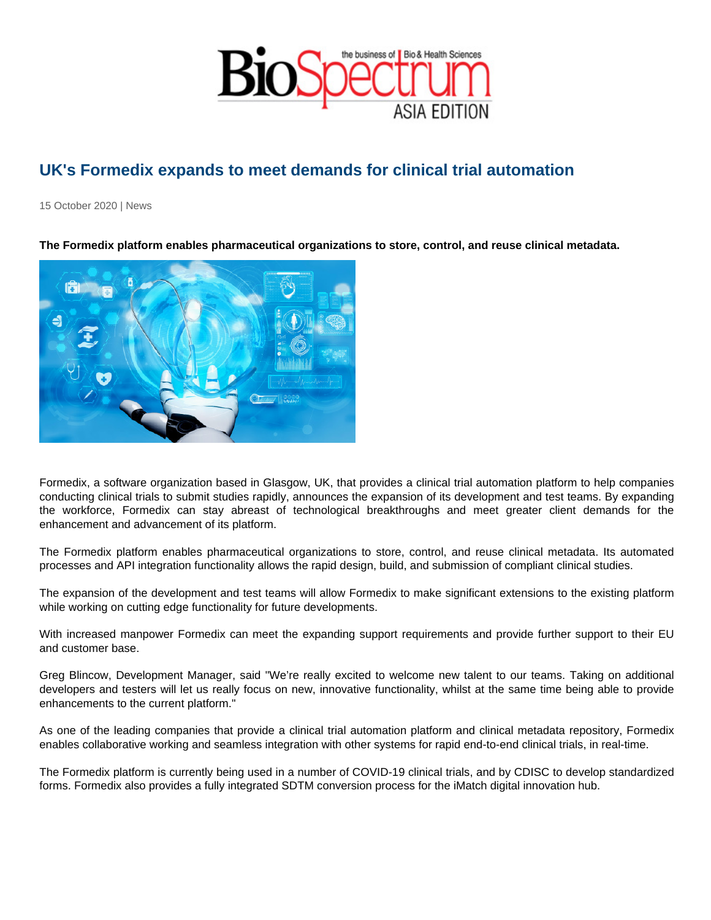# UK's Formedix expands to meet demands for clinical trial automation

15 October 2020 | News

**The Formedix platform enables pharmaceutical organizations to store, control, and reuse clinical metadata.**

Formedix, a software organization based in Glasgow, UK, that provides a clinical trial automation platform to help companies conducting clinical trials to submit studies rapidly, announces the expansion of its development and test teams. By expanding the workforce, Formedix can stay abreast of technological breakthroughs and meet greater client demands for the enhancement and advancement of its platform.

The Formedix platform enables pharmaceutical organizations to store, control, and reuse clinical metadata. Its automated processes and API integration functionality allows the rapid design, build, and submission of compliant clinical studies.

The expansion of the development and test teams will allow Formedix to make significant extensions to the existing platform while working on cutting edge functionality for future developments.

With increased manpower Formedix can meet the expanding support requirements and provide further support to their EU and customer base.

Greg Blincow, Development Manager, said "We're really excited to welcome new talent to our teams. Taking on additional developers and testers will let us really focus on new, innovative functionality, whilst at the same time being able to provide enhancements to the current platform."

As one of the leading companies that provide a clinical trial automation platform and clinical metadata repository, Formedix enables collaborative working and seamless integration with other systems for rapid end-to-end clinical trials, in real-time.

The Formedix platform is currently being used in a number of COVID-19 clinical trials, and by CDISC to develop standardized forms. Formedix also provides a fully integrated SDTM conversion process for the iMatch digital innovation hub.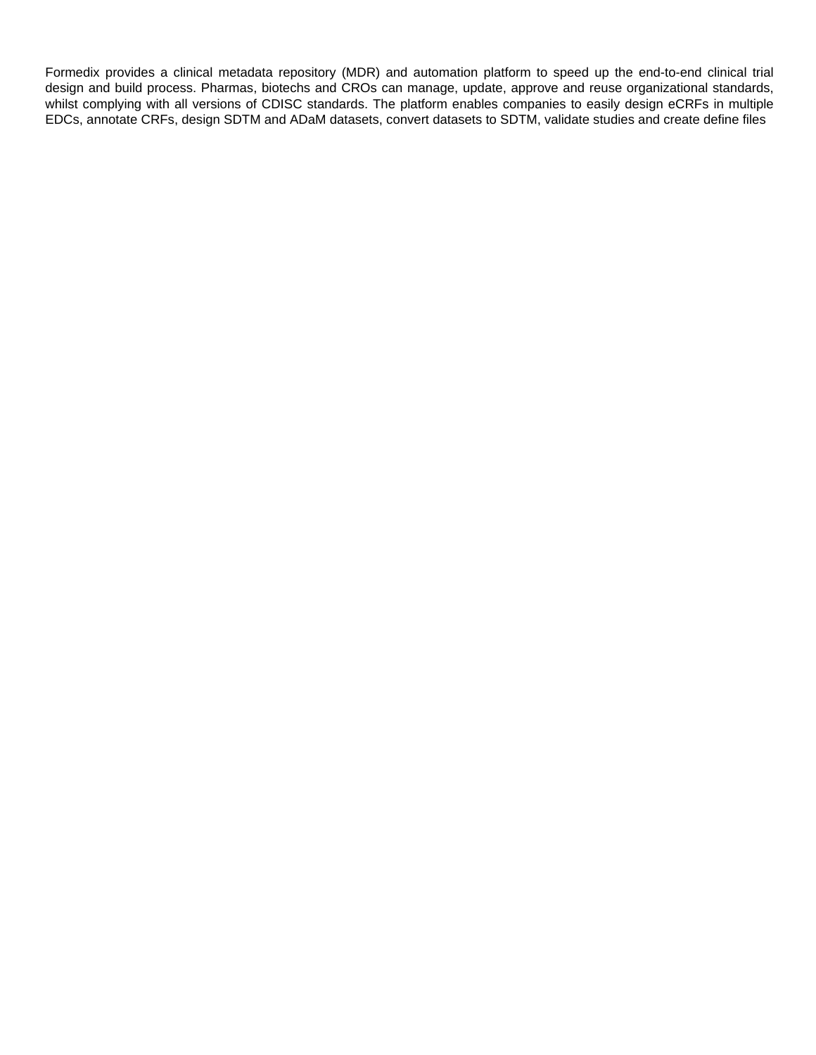Formedix provides a clinical metadata repository (MDR) and automation platform to speed up the end-to-end clinical trial design and build process. Pharmas, biotechs and CROs can manage, update, approve and reuse organizational standards, whilst complying with all versions of CDISC standards. The platform enables companies to easily design eCRFs in multiple EDCs, annotate CRFs, design SDTM and ADaM datasets, convert datasets to SDTM, validate studies and create define files